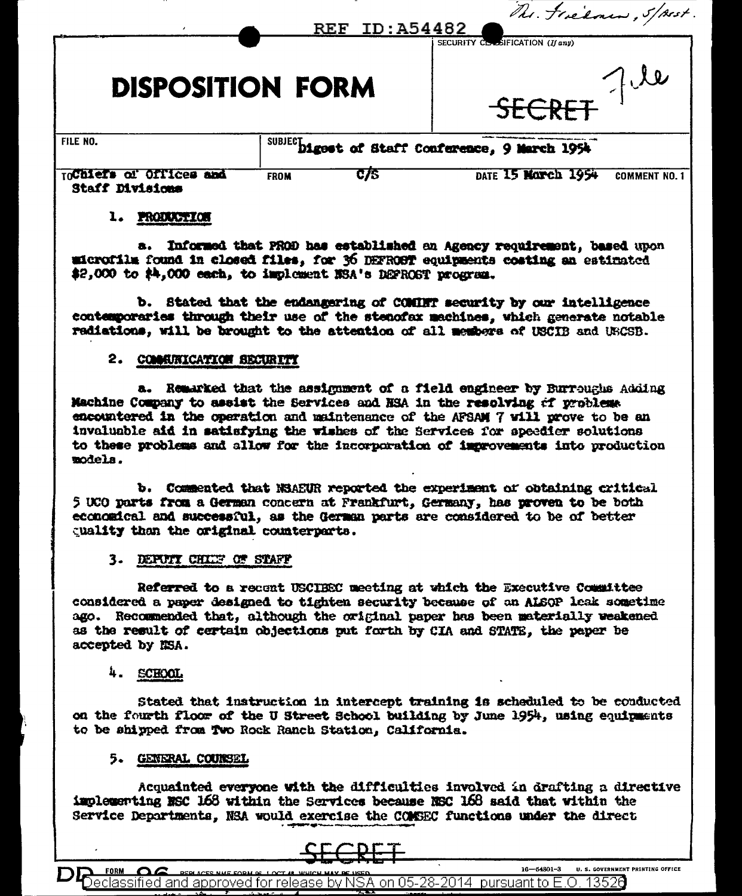REF ID:A54482

Mr. Friedman, S/Asst.

SECURITY CLASSIFICATION (If any)

# DISPOSITION FORM

~~SECRET~~ File

| FILE NO. | SUBJECT Digest of Staff Conference, 9 March 1954 | | |
|---|---|---|---|
| TO Chiefs of Offices and Staff Divisions | FROM C/S | DATE 15 March 1954 | COMMENT NO. 1 |

1. PRODUCTION

a. Informed that PROD has established an Agency requirement, based upon microfilm found in closed files, for 36 DEFROST equipments costing an estimated $2,000 to $4,000 each, to implement NSA's DEFROST program.

b. Stated that the endangering of COMINT security by our intelligence contemporaries through their use of the stenofax machines, which generate notable radiations, will be brought to the attention of all members of USCIB and USCSB.

2. COMMUNICATION SECURITY

a. Remarked that the assignment of a field engineer by Burroughs Adding Machine Company to assist the Services and NSA in the resolving of problems encountered in the operation and maintenance of the AFSAM 7 will prove to be an invaluable aid in satisfying the wishes of the Services for speedier solutions to these problems and allow for the incorporation of improvements into production models.

b. Commented that NSAEUR reported the experiment of obtaining critical 5 UCO parts from a German concern at Frankfurt, Germany, has proven to be both economical and successful, as the German parts are considered to be of better quality than the original counterparts.

3. DEPUTY CHIEF OF STAFF

Referred to a recent USCIBEC meeting at which the Executive Committee considered a paper designed to tighten security because of an ALSOP leak sometime ago. Recommended that, although the original paper has been materially weakened as the result of certain objections put forth by CIA and STATE, the paper be accepted by NSA.

4. SCHOOL

Stated that instruction in intercept training is scheduled to be conducted on the fourth floor of the U Street School building by June 1954, using equipments to be shipped from Two Rock Ranch Station, California.

5. GENERAL COUNSEL

Acquainted everyone with the difficulties involved in drafting a directive implementing NSC 168 within the Services because NSC 168 said that within the Service Departments, NSA would exercise the COMSEC functions under the direct

~~SECRET~~

DD FORM 96 REPLACES NME FORM 96, 1 OCT 48, WHICH MAY BE USED. 16—54801-3 U. S. GOVERNMENT PRINTING OFFICE

Declassified and approved for release by NSA on 05-28-2014 pursuant to E.O. 13526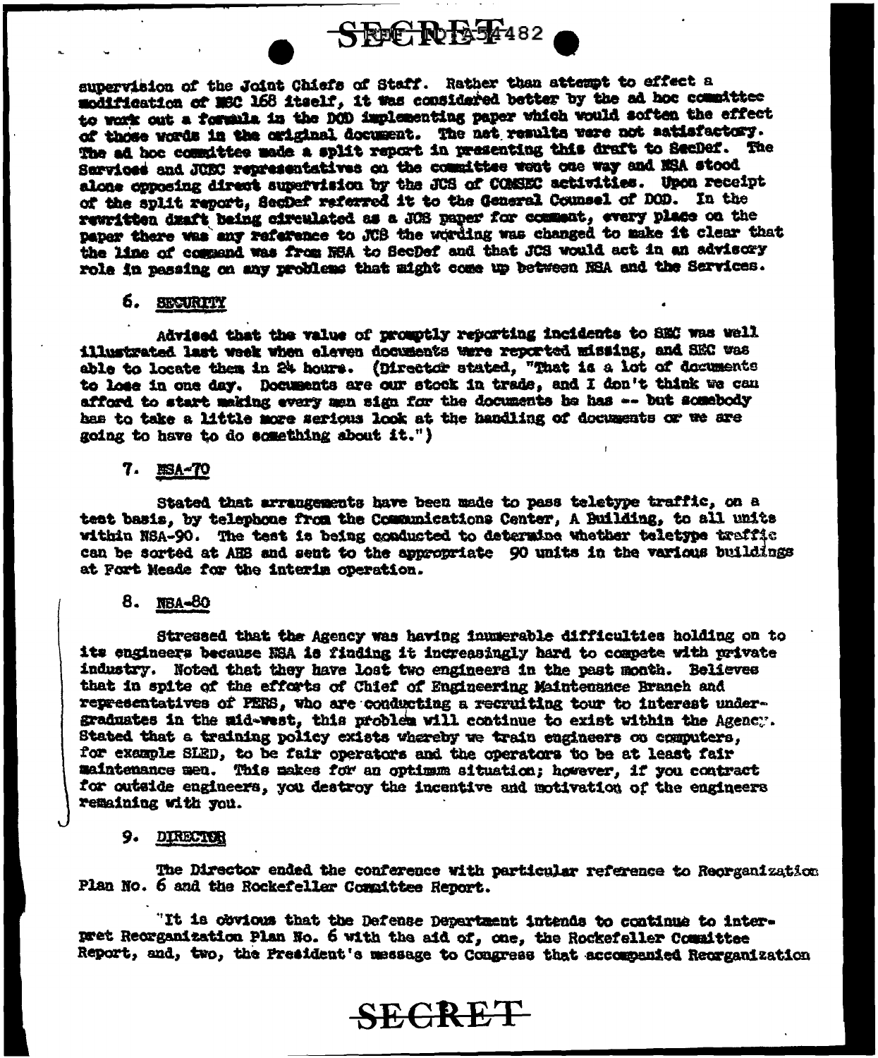supervision of the Joint Chiefs of Staff. Rather than attempt to effect a modification of NSC 168 itself, it was considered better by the ad hoc committee to work out a formula in the DOD implementing paper which would soften the effect of those words in the original document. The net results were not satisfactory. The ad hoc committee made a split report in presenting this draft to SecDef. The Services and JCEC representatives on the committee went one way and NSA stood alone opposing direct supervision by the JCS of COMSEC activities. Upon receipt of the split report, SecDef referred it to the General Counsel of DOD. In the rewritten draft being circulated as a JCS paper for comment, every place on the paper there was any reference to JCS the wording was changed to make it clear that the line of command was from NSA to SecDef and that JCS would act in an advisory role in passing on any problems that might come up between NSA and the Services.

6. SECURITY

Advised that the value of promptly reporting incidents to SEC was well illustrated last week when eleven documents were reported missing, and SEC was able to locate them in 24 hours. (Director stated, "That is a lot of documents to lose in one day. Documents are our stock in trade, and I don't think we can afford to start making every man sign for the documents he has -- but somebody has to take a little more serious look at the handling of documents or we are going to have to do something about it.")

7. NSA-70

Stated that arrangements have been made to pass teletype traffic, on a test basis, by telephone from the Communications Center, A Building, to all units within NSA-90. The test is being conducted to determine whether teletype traffic can be sorted at AHS and sent to the appropriate 90 units in the various buildings at Fort Meade for the interim operation.

8. NSA-80

Stressed that the Agency was having innumerable difficulties holding on to its engineers because NSA is finding it increasingly hard to compete with private industry. Noted that they have lost two engineers in the past month. Believes that in spite of the efforts of Chief of Engineering Maintenance Branch and representatives of PERS, who are conducting a recruiting tour to interest undergraduates in the mid-west, this problem will continue to exist within the Agency. Stated that a training policy exists whereby we train engineers on computers, for example SLED, to be fair operators and the operators to be at least fair maintenance men. This makes for an optimum situation; however, if you contract for outside engineers, you destroy the incentive and motivation of the engineers remaining with you.

9. DIRECTOR

The Director ended the conference with particular reference to Reorganization Plan No. 6 and the Rockefeller Committee Report.

"It is obvious that the Defense Department intends to continue to interpret Reorganization Plan No. 6 with the aid of, one, the Rockefeller Committee Report, and, two, the President's message to Congress that accompanied Reorganization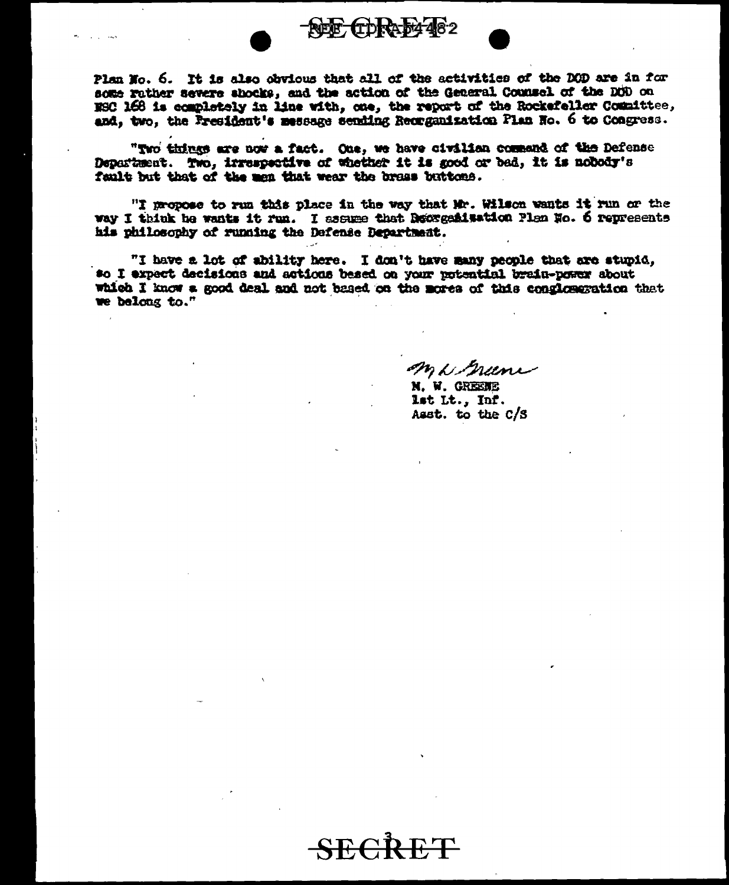Plan No. 6. It is also obvious that all of the activities of the DOD are in for some rather severe shocks, and the action of the General Counsel of the DOD on NSC 168 is completely in line with, one, the report of the Rockefeller Committee, and, two, the President's message sending Reorganization Plan No. 6 to Congress.

"Two things are now a fact. One, we have civilian command of the Defense Department. Two, irrespective of whether it is good or bad, it is nobody's fault but that of the men that wear the brass buttons.

"I propose to run this place in the way that Mr. Wilson wants it run or the way I think he wants it run. I assume that Reorganization Plan No. 6 represents his philosophy of running the Defense Department.

"I have a lot of ability here. I don't have many people that are stupid, so I expect decisions and actions based on your potential brain-power about which I know a good deal and not based on the mores of this conglomeration that we belong to."

M. W. Greene

M. W. GREENE
1st Lt., Inf.
Asst. to the C/S

SECRET